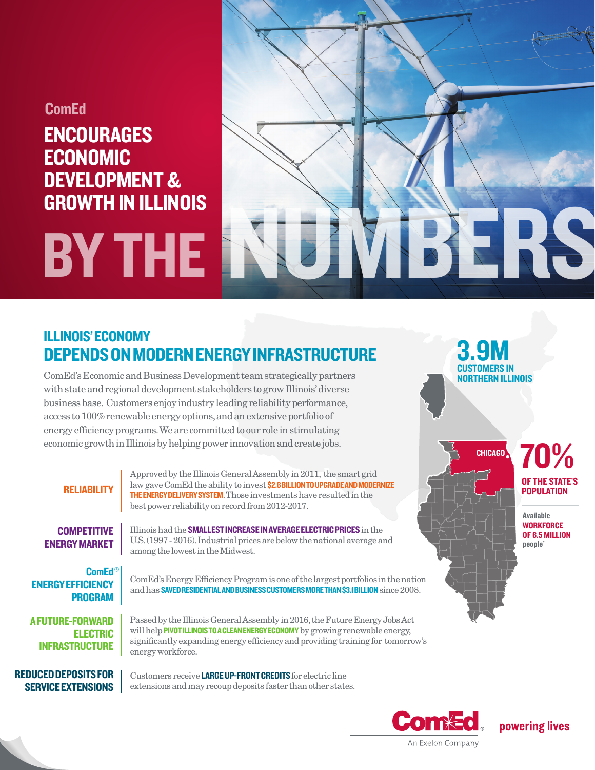# ComEd ENCOURAGES ECONOMIC DEVELOPMENT & GROWTH IN ILLINOIS BY THE NUMBERS

## ILLINOIS' ECONOMY DEPENDS ON MODERN ENERGY INFRASTRUCTURE

ComEd's Economic and Business Development team strategically partners with state and regional development stakeholders to grow Illinois' diverse business base. Customers enjoy industry leading reliability performance, access to 100% renewable energy options, and an extensive portfolio of energy efficiency programs. We are committed to our role in stimulating economic growth in Illinois by helping power innovation and create jobs.

**3.9M** CUSTOMERS IN NORTHERN ILLINOIS

CHICAGO

**70%** OF THE STATE'S POPULATION

Available **WORKFORCE OF 6.5 MILLION** people*

**RELIABILITY**
Approved by the Illinois General Assembly in 2011, the smart grid law gave ComEd the ability to invest **$2.6 BILLION TO UPGRADE AND MODERNIZE THE ENERGY DELIVERY SYSTEM.** Those investments have resulted in the best power reliability on record from 2012-2017.

**COMPETITIVE ENERGY MARKET**
Illinois had the **SMALLEST INCREASE IN AVERAGE ELECTRIC PRICES** in the U.S. (1997 - 2016). Industrial prices are below the national average and among the lowest in the Midwest.

**ComEd® ENERGY EFFICIENCY PROGRAM**
ComEd's Energy Efficiency Program is one of the largest portfolios in the nation and has **SAVED RESIDENTIAL AND BUSINESS CUSTOMERS MORE THAN $3.1 BILLION** since 2008.

**A FUTURE-FORWARD ELECTRIC INFRASTRUCTURE**
Passed by the Illinois General Assembly in 2016, the Future Energy Jobs Act will help **PIVOT ILLINOIS TO A CLEAN ENERGY ECONOMY** by growing renewable energy, significantly expanding energy efficiency and providing training for tomorrow's energy workforce.

**REDUCED DEPOSITS FOR SERVICE EXTENSIONS**
Customers receive **LARGE UP-FRONT CREDITS** for electric line extensions and may recoup deposits faster than other states.

ComEd® An Exelon Company | powering lives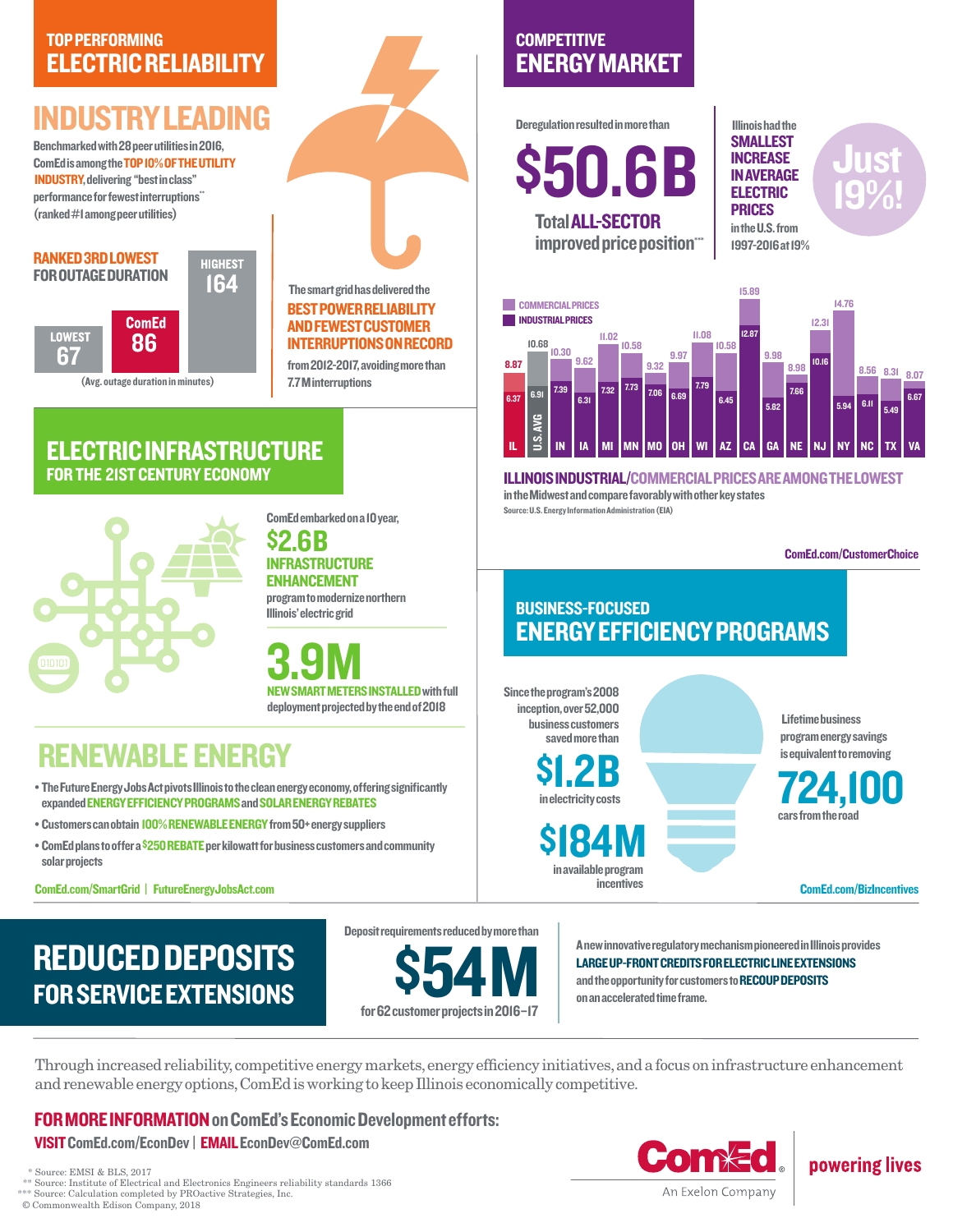## TOP PERFORMING ELECTRIC RELIABILITY

### INDUSTRY LEADING

Benchmarked with 28 peer utilities in 2016, ComEd is among the **TOP 10% OF THE UTILITY INDUSTRY**, delivering "best in class" performance for fewest interruptions** (ranked #1 among peer utilities)

**RANKED 3RD LOWEST FOR OUTAGE DURATION**

LOWEST 67
ComEd 86
HIGHEST 164

(Avg. outage duration in minutes)

The smart grid has delivered the **BEST POWER RELIABILITY AND FEWEST CUSTOMER INTERRUPTIONS ON RECORD** from 2012-2017, avoiding more than 7.7M interruptions

## COMPETITIVE ENERGY MARKET

Deregulation resulted in more than

**$50.6B**

Total **ALL-SECTOR** improved price position***

Illinois had the **SMALLEST INCREASE IN AVERAGE ELECTRIC PRICES** in the U.S. from 1997-2016 at 19%

**Just 19%!**

COMMERCIAL PRICES
INDUSTRIAL PRICES

IL 8.87 6.37
U.S. AVG 10.68 6.91
IN 10.30 7.39
IA 9.62 6.31
MI 11.02 7.32
MN 10.58 7.73
MO 9.32 7.06
OH 9.97 6.69
WI 11.08 7.79
AZ 10.58 6.45
CA 15.89 12.87
GA 9.98 5.82
NE 8.98 7.66
NJ 12.31 10.16
NY 14.76 5.94
NC 8.56 6.11
TX 8.31 5.49
VA 8.07 6.67

**ILLINOIS INDUSTRIAL/COMMERCIAL PRICES ARE AMONG THE LOWEST** in the Midwest and compare favorably with other key states

Source: U.S. Energy Information Administration (EIA)

ComEd.com/CustomerChoice

## ELECTRIC INFRASTRUCTURE FOR THE 21ST CENTURY ECONOMY

ComEd embarked on a 10 year, **$2.6B INFRASTRUCTURE ENHANCEMENT** program to modernize northern Illinois' electric grid

**3.9M NEW SMART METERS INSTALLED** with full deployment projected by the end of 2018

## RENEWABLE ENERGY

- The Future Energy Jobs Act pivots Illinois to the clean energy economy, offering significantly expanded **ENERGY EFFICIENCY PROGRAMS** and **SOLAR ENERGY REBATES**
- Customers can obtain **100% RENEWABLE ENERGY** from 50+ energy suppliers
- ComEd plans to offer a **$250 REBATE** per kilowatt for business customers and community solar projects

ComEd.com/SmartGrid | FutureEnergyJobsAct.com

## BUSINESS-FOCUSED ENERGY EFFICIENCY PROGRAMS

Since the program's 2008 inception, over 52,000 business customers saved more than **$1.2B** in electricity costs

**$184M** in available program incentives

Lifetime business program energy savings is equivalent to removing **724,100** cars from the road

ComEd.com/BizIncentives

## REDUCED DEPOSITS FOR SERVICE EXTENSIONS

Deposit requirements reduced by more than **$54M** for 62 customer projects in 2016–17

A new innovative regulatory mechanism pioneered in Illinois provides **LARGE UP-FRONT CREDITS FOR ELECTRIC LINE EXTENSIONS** and the opportunity for customers to **RECOUP DEPOSITS** on an accelerated time frame.

Through increased reliability, competitive energy markets, energy efficiency initiatives, and a focus on infrastructure enhancement and renewable energy options, ComEd is working to keep Illinois economically competitive.

**FOR MORE INFORMATION** on ComEd's Economic Development efforts:

**VISIT** ComEd.com/EconDev | **EMAIL** EconDev@ComEd.com

ComEd® An Exelon Company | powering lives

\* Source: EMSI & BLS, 2017
\** Source: Institute of Electrical and Electronics Engineers reliability standards 1366
\*** Source: Calculation completed by PROactive Strategies, Inc.
© Commonwealth Edison Company, 2018